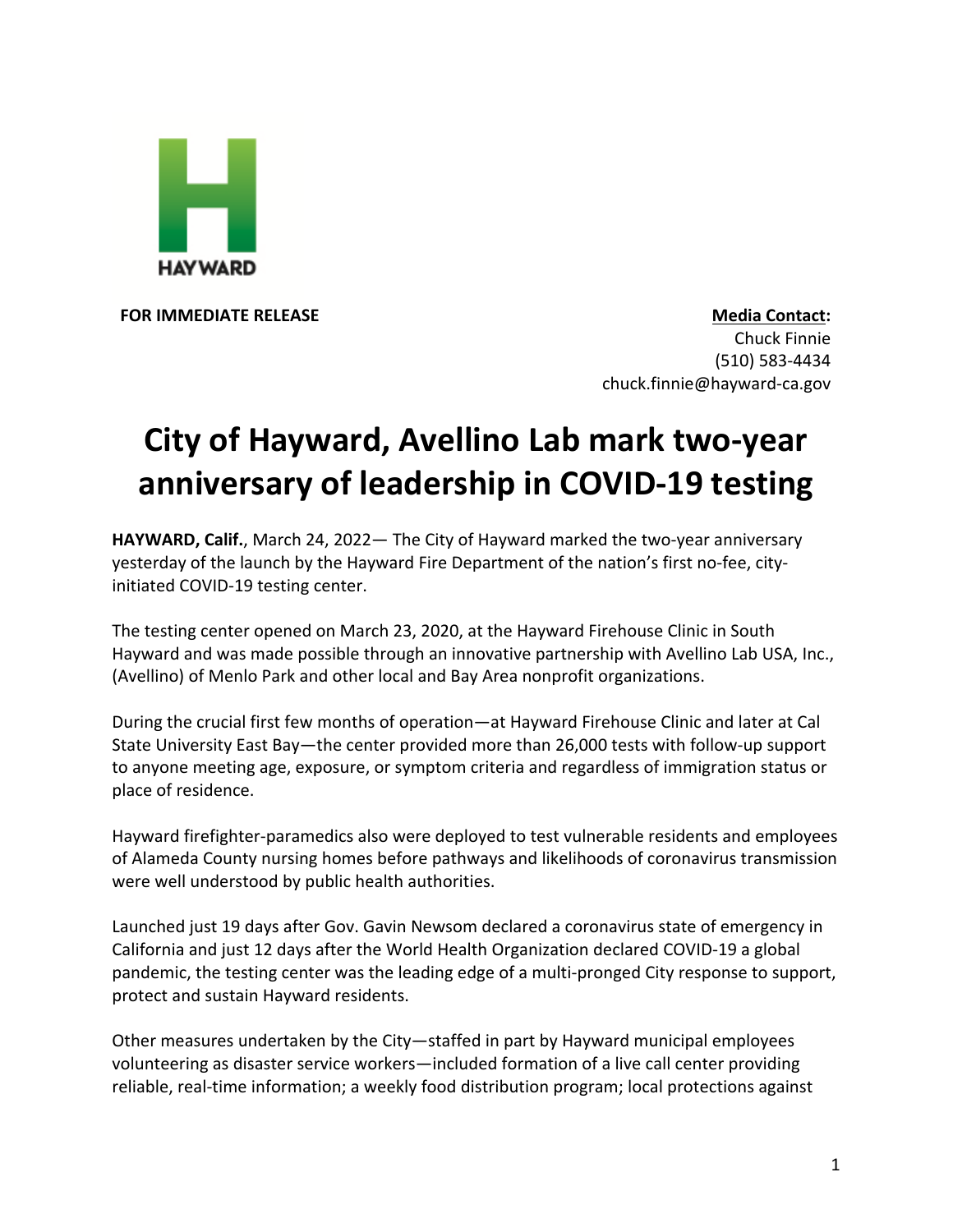HAYWARD

**FOR IMMEDIATE RELEASE**

**Media Contact:**
Chuck Finnie
(510) 583-4434
chuck.finnie@hayward-ca.gov

# City of Hayward, Avellino Lab mark two-year anniversary of leadership in COVID-19 testing

**HAYWARD, Calif.**, March 24, 2022— The City of Hayward marked the two-year anniversary yesterday of the launch by the Hayward Fire Department of the nation's first no-fee, city-initiated COVID-19 testing center.

The testing center opened on March 23, 2020, at the Hayward Firehouse Clinic in South Hayward and was made possible through an innovative partnership with Avellino Lab USA, Inc., (Avellino) of Menlo Park and other local and Bay Area nonprofit organizations.

During the crucial first few months of operation—at Hayward Firehouse Clinic and later at Cal State University East Bay—the center provided more than 26,000 tests with follow-up support to anyone meeting age, exposure, or symptom criteria and regardless of immigration status or place of residence.

Hayward firefighter-paramedics also were deployed to test vulnerable residents and employees of Alameda County nursing homes before pathways and likelihoods of coronavirus transmission were well understood by public health authorities.

Launched just 19 days after Gov. Gavin Newsom declared a coronavirus state of emergency in California and just 12 days after the World Health Organization declared COVID-19 a global pandemic, the testing center was the leading edge of a multi-pronged City response to support, protect and sustain Hayward residents.

Other measures undertaken by the City—staffed in part by Hayward municipal employees volunteering as disaster service workers—included formation of a live call center providing reliable, real-time information; a weekly food distribution program; local protections against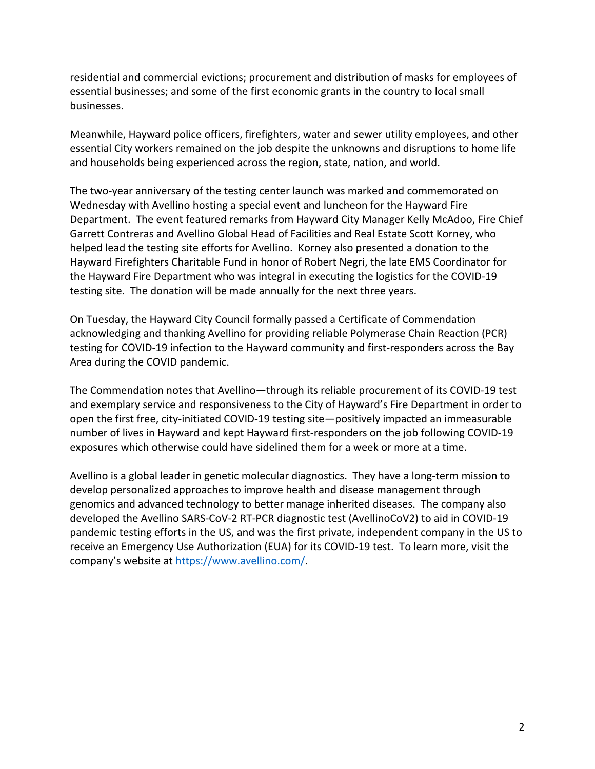residential and commercial evictions; procurement and distribution of masks for employees of essential businesses; and some of the first economic grants in the country to local small businesses.

Meanwhile, Hayward police officers, firefighters, water and sewer utility employees, and other essential City workers remained on the job despite the unknowns and disruptions to home life and households being experienced across the region, state, nation, and world.

The two-year anniversary of the testing center launch was marked and commemorated on Wednesday with Avellino hosting a special event and luncheon for the Hayward Fire Department. The event featured remarks from Hayward City Manager Kelly McAdoo, Fire Chief Garrett Contreras and Avellino Global Head of Facilities and Real Estate Scott Korney, who helped lead the testing site efforts for Avellino. Korney also presented a donation to the Hayward Firefighters Charitable Fund in honor of Robert Negri, the late EMS Coordinator for the Hayward Fire Department who was integral in executing the logistics for the COVID-19 testing site. The donation will be made annually for the next three years.

On Tuesday, the Hayward City Council formally passed a Certificate of Commendation acknowledging and thanking Avellino for providing reliable Polymerase Chain Reaction (PCR) testing for COVID-19 infection to the Hayward community and first-responders across the Bay Area during the COVID pandemic.

The Commendation notes that Avellino—through its reliable procurement of its COVID-19 test and exemplary service and responsiveness to the City of Hayward's Fire Department in order to open the first free, city-initiated COVID-19 testing site—positively impacted an immeasurable number of lives in Hayward and kept Hayward first-responders on the job following COVID-19 exposures which otherwise could have sidelined them for a week or more at a time.

Avellino is a global leader in genetic molecular diagnostics. They have a long-term mission to develop personalized approaches to improve health and disease management through genomics and advanced technology to better manage inherited diseases. The company also developed the Avellino SARS-CoV-2 RT-PCR diagnostic test (AvellinoCoV2) to aid in COVID-19 pandemic testing efforts in the US, and was the first private, independent company in the US to receive an Emergency Use Authorization (EUA) for its COVID-19 test. To learn more, visit the company's website at [https://www.avellino.com/](https://www.avellino.com/).